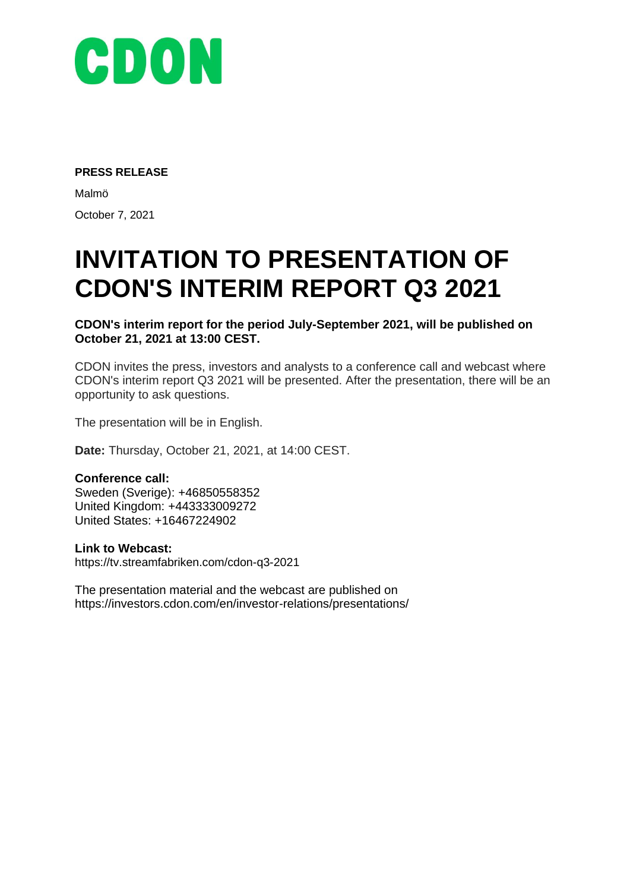CDON

**PRESS RELEASE**

Malmö

October 7, 2021

# INVITATION TO PRESENTATION OF CDON'S INTERIM REPORT Q3 2021

**CDON's interim report for the period July-September 2021, will be published on October 21, 2021 at 13:00 CEST.**

CDON invites the press, investors and analysts to a conference call and webcast where CDON's interim report Q3 2021 will be presented. After the presentation, there will be an opportunity to ask questions.

The presentation will be in English.

**Date:** Thursday, October 21, 2021, at 14:00 CEST.

**Conference call:**
Sweden (Sverige): +46850558352
United Kingdom: +443333009272
United States: +16467224902

**Link to Webcast:**
https://tv.streamfabriken.com/cdon-q3-2021

The presentation material and the webcast are published on
https://investors.cdon.com/en/investor-relations/presentations/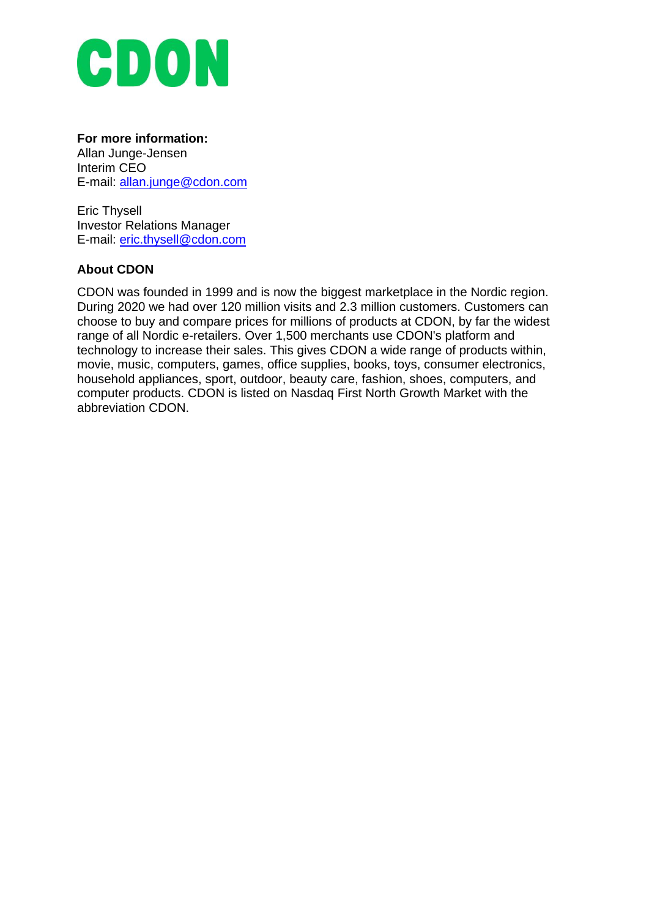CDON

**For more information:**
Allan Junge-Jensen
Interim CEO
E-mail: allan.junge@cdon.com

Eric Thysell
Investor Relations Manager
E-mail: eric.thysell@cdon.com

**About CDON**

CDON was founded in 1999 and is now the biggest marketplace in the Nordic region. During 2020 we had over 120 million visits and 2.3 million customers. Customers can choose to buy and compare prices for millions of products at CDON, by far the widest range of all Nordic e-retailers. Over 1,500 merchants use CDON's platform and technology to increase their sales. This gives CDON a wide range of products within, movie, music, computers, games, office supplies, books, toys, consumer electronics, household appliances, sport, outdoor, beauty care, fashion, shoes, computers, and computer products. CDON is listed on Nasdaq First North Growth Market with the abbreviation CDON.